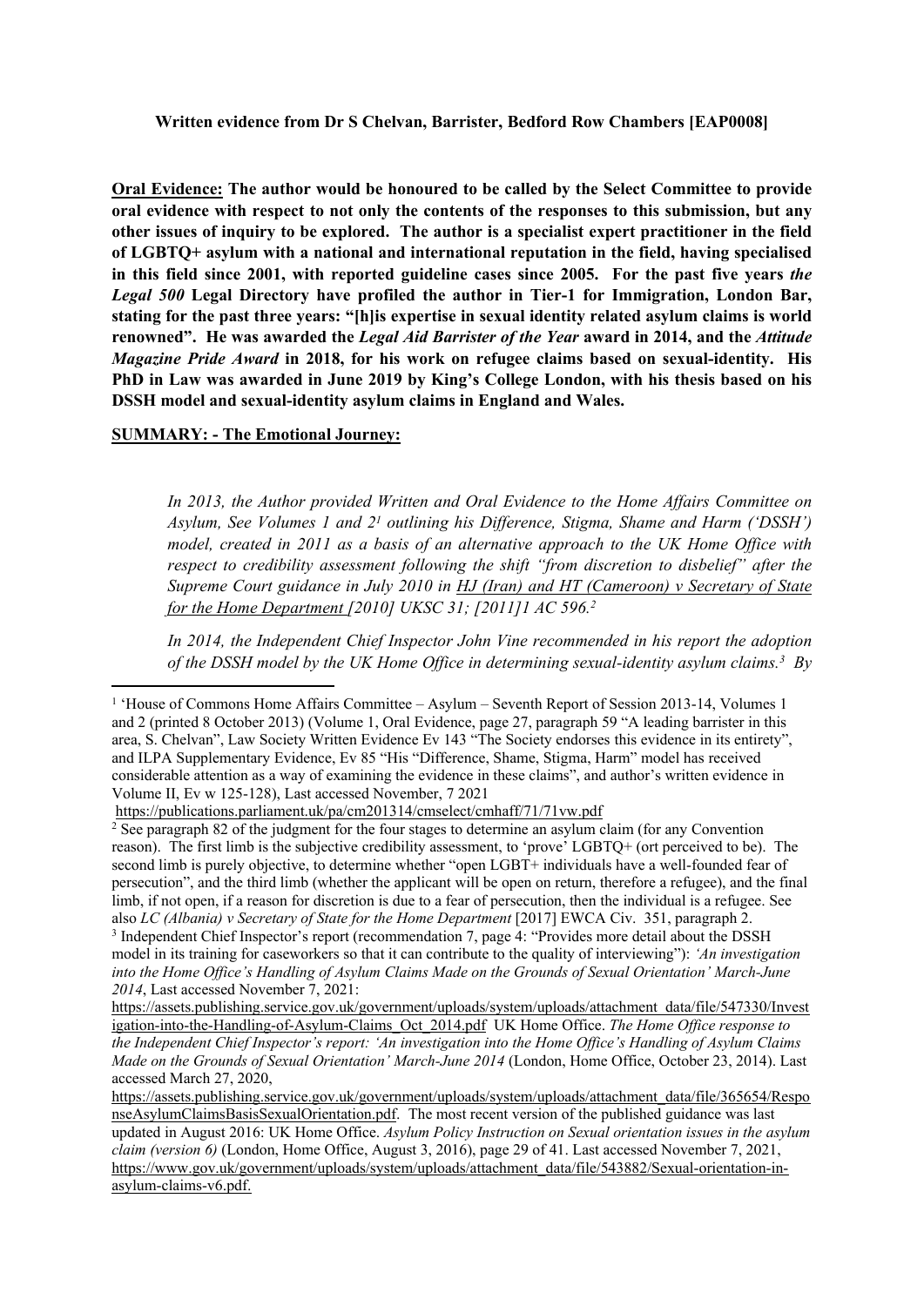**Written evidence from Dr S Chelvan, Barrister, Bedford Row Chambers [EAP0008]**

**Oral Evidence: The author would be honoured to be called by the Select Committee to provide oral evidence with respect to not only the contents of the responses to this submission, but any other issues of inquiry to be explored. The author is a specialist expert practitioner in the field of LGBTQ+ asylum with a national and international reputation in the field, having specialised in this field since 2001, with reported guideline cases since 2005. For the past five years *the Legal 500* Legal Directory have profiled the author in Tier-1 for Immigration, London Bar, stating for the past three years: "[h]is expertise in sexual identity related asylum claims is world renowned". He was awarded the *Legal Aid Barrister of the Year* award in 2014, and the *Attitude Magazine Pride Award* in 2018, for his work on refugee claims based on sexual-identity. His PhD in Law was awarded in June 2019 by King's College London, with his thesis based on his DSSH model and sexual-identity asylum claims in England and Wales.**

**SUMMARY: - The Emotional Journey:**

> *In 2013, the Author provided Written and Oral Evidence to the Home Affairs Committee on Asylum, See Volumes 1 and 2[1] outlining his Difference, Stigma, Shame and Harm ('DSSH') model, created in 2011 as a basis of an alternative approach to the UK Home Office with respect to credibility assessment following the shift "from discretion to disbelief" after the Supreme Court guidance in July 2010 in HJ (Iran) and HT (Cameroon) v Secretary of State for the Home Department [2010] UKSC 31; [2011]1 AC 596.[2]*
>
> *In 2014, the Independent Chief Inspector John Vine recommended in his report the adoption of the DSSH model by the UK Home Office in determining sexual-identity asylum claims.[3] By*

---

[1] 'House of Commons Home Affairs Committee – Asylum – Seventh Report of Session 2013-14, Volumes 1 and 2 (printed 8 October 2013) (Volume 1, Oral Evidence, page 27, paragraph 59 "A leading barrister in this area, S. Chelvan", Law Society Written Evidence Ev 143 "The Society endorses this evidence in its entirety", and ILPA Supplementary Evidence, Ev 85 "His "Difference, Shame, Stigma, Harm" model has received considerable attention as a way of examining the evidence in these claims", and author's written evidence in Volume II, Ev w 125-128), Last accessed November, 7 2021 https://publications.parliament.uk/pa/cm201314/cmselect/cmhaff/71/71vw.pdf

[2] See paragraph 82 of the judgment for the four stages to determine an asylum claim (for any Convention reason). The first limb is the subjective credibility assessment, to 'prove' LGBTQ+ (ort perceived to be). The second limb is purely objective, to determine whether "open LGBT+ individuals have a well-founded fear of persecution", and the third limb (whether the applicant will be open on return, therefore a refugee), and the final limb, if not open, if a reason for discretion is due to a fear of persecution, then the individual is a refugee. See also *LC (Albania) v Secretary of State for the Home Department* [2017] EWCA Civ. 351, paragraph 2.

[3] Independent Chief Inspector's report (recommendation 7, page 4: "Provides more detail about the DSSH model in its training for caseworkers so that it can contribute to the quality of interviewing"): *'An investigation into the Home Office's Handling of Asylum Claims Made on the Grounds of Sexual Orientation' March-June 2014*, Last accessed November 7, 2021: https://assets.publishing.service.gov.uk/government/uploads/system/uploads/attachment_data/file/547330/Investigation-into-the-Handling-of-Asylum-Claims_Oct_2014.pdf UK Home Office. *The Home Office response to the Independent Chief Inspector's report: 'An investigation into the Home Office's Handling of Asylum Claims Made on the Grounds of Sexual Orientation' March-June 2014* (London, Home Office, October 23, 2014). Last accessed March 27, 2020, https://assets.publishing.service.gov.uk/government/uploads/system/uploads/attachment_data/file/365654/ResponseAsylumClaimsBasisSexualOrientation.pdf. The most recent version of the published guidance was last updated in August 2016: UK Home Office. *Asylum Policy Instruction on Sexual orientation issues in the asylum claim (version 6)* (London, Home Office, August 3, 2016), page 29 of 41. Last accessed November 7, 2021, https://www.gov.uk/government/uploads/system/uploads/attachment_data/file/543882/Sexual-orientation-in-asylum-claims-v6.pdf.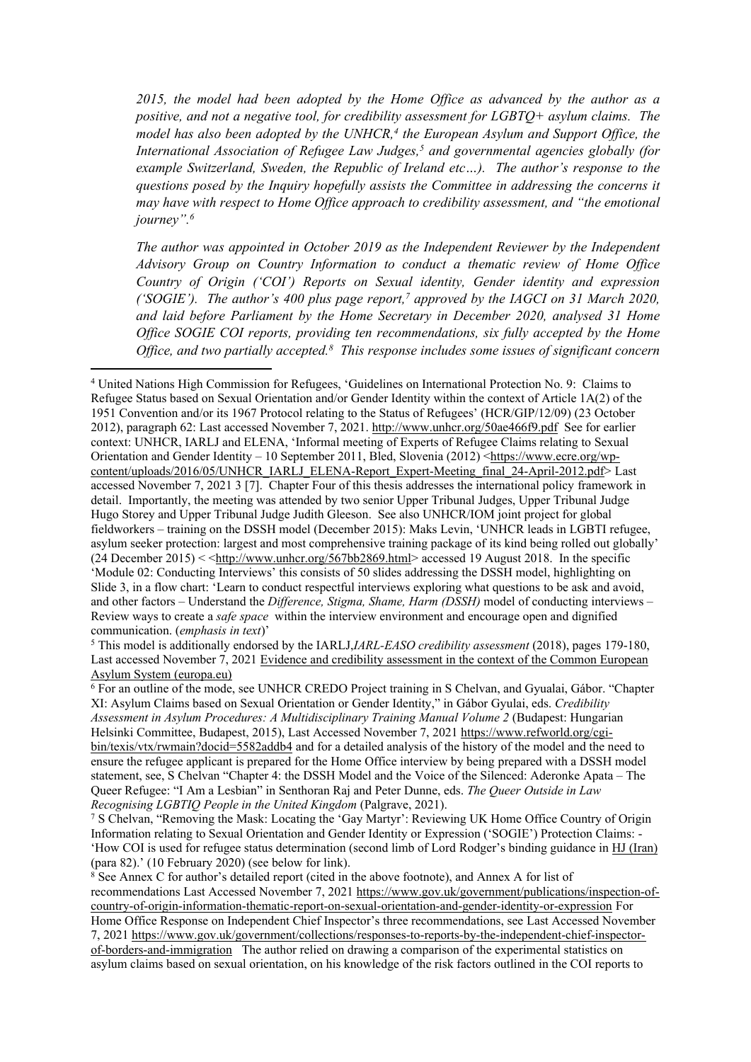*2015, the model had been adopted by the Home Office as advanced by the author as a positive, and not a negative tool, for credibility assessment for LGBTQ+ asylum claims. The model has also been adopted by the UNHCR,[4] the European Asylum and Support Office, the International Association of Refugee Law Judges,[5] and governmental agencies globally (for example Switzerland, Sweden, the Republic of Ireland etc…). The author's response to the questions posed by the Inquiry hopefully assists the Committee in addressing the concerns it may have with respect to Home Office approach to credibility assessment, and "the emotional journey".[6]*

*The author was appointed in October 2019 as the Independent Reviewer by the Independent Advisory Group on Country Information to conduct a thematic review of Home Office Country of Origin ('COI') Reports on Sexual identity, Gender identity and expression ('SOGIE'). The author's 400 plus page report,[7] approved by the IAGCI on 31 March 2020, and laid before Parliament by the Home Secretary in December 2020, analysed 31 Home Office SOGIE COI reports, providing ten recommendations, six fully accepted by the Home Office, and two partially accepted.[8] This response includes some issues of significant concern*

---

[4] United Nations High Commission for Refugees, 'Guidelines on International Protection No. 9: Claims to Refugee Status based on Sexual Orientation and/or Gender Identity within the context of Article 1A(2) of the 1951 Convention and/or its 1967 Protocol relating to the Status of Refugees' (HCR/GIP/12/09) (23 October 2012), paragraph 62: Last accessed November 7, 2021. http://www.unhcr.org/50ae466f9.pdf See for earlier context: UNHCR, IARLJ and ELENA, 'Informal meeting of Experts of Refugee Claims relating to Sexual Orientation and Gender Identity – 10 September 2011, Bled, Slovenia (2012) <https://www.ecre.org/wp-content/uploads/2016/05/UNHCR_IARLJ_ELENA-Report_Expert-Meeting_final_24-April-2012.pdf> Last accessed November 7, 2021 3 [7]. Chapter Four of this thesis addresses the international policy framework in detail. Importantly, the meeting was attended by two senior Upper Tribunal Judges, Upper Tribunal Judge Hugo Storey and Upper Tribunal Judge Judith Gleeson. See also UNHCR/IOM joint project for global fieldworkers – training on the DSSH model (December 2015): Maks Levin, 'UNHCR leads in LGBTI refugee, asylum seeker protection: largest and most comprehensive training package of its kind being rolled out globally' (24 December 2015) < <http://www.unhcr.org/567bb2869.html> accessed 19 August 2018. In the specific 'Module 02: Conducting Interviews' this consists of 50 slides addressing the DSSH model, highlighting on Slide 3, in a flow chart: 'Learn to conduct respectful interviews exploring what questions to be ask and avoid, and other factors – Understand the *Difference, Stigma, Shame, Harm (DSSH)* model of conducting interviews – Review ways to create a *safe space* within the interview environment and encourage open and dignified communication. (*emphasis in text*)'

[5] This model is additionally endorsed by the IARLJ,*IARL-EASO credibility assessment* (2018), pages 179-180, Last accessed November 7, 2021 Evidence and credibility assessment in the context of the Common European Asylum System (europa.eu)

[6] For an outline of the mode, see UNHCR CREDO Project training in S Chelvan, and Gyualai, Gábor. "Chapter XI: Asylum Claims based on Sexual Orientation or Gender Identity," in Gábor Gyulai, eds. *Credibility Assessment in Asylum Procedures: A Multidisciplinary Training Manual Volume 2* (Budapest: Hungarian Helsinki Committee, Budapest, 2015), Last Accessed November 7, 2021 https://www.refworld.org/cgi-bin/texis/vtx/rwmain?docid=5582addb4 and for a detailed analysis of the history of the model and the need to ensure the refugee applicant is prepared for the Home Office interview by being prepared with a DSSH model statement, see, S Chelvan "Chapter 4: the DSSH Model and the Voice of the Silenced: Aderonke Apata – The Queer Refugee: "I Am a Lesbian" in Senthoran Raj and Peter Dunne, eds. *The Queer Outside in Law Recognising LGBTIQ People in the United Kingdom* (Palgrave, 2021).

[7] S Chelvan, "Removing the Mask: Locating the 'Gay Martyr': Reviewing UK Home Office Country of Origin Information relating to Sexual Orientation and Gender Identity or Expression ('SOGIE') Protection Claims: - 'How COI is used for refugee status determination (second limb of Lord Rodger's binding guidance in HJ (Iran) (para 82).' (10 February 2020) (see below for link).

[8] See Annex C for author's detailed report (cited in the above footnote), and Annex A for list of recommendations Last Accessed November 7, 2021 https://www.gov.uk/government/publications/inspection-of-country-of-origin-information-thematic-report-on-sexual-orientation-and-gender-identity-or-expression For Home Office Response on Independent Chief Inspector's three recommendations, see Last Accessed November 7, 2021 https://www.gov.uk/government/collections/responses-to-reports-by-the-independent-chief-inspector-of-borders-and-immigration The author relied on drawing a comparison of the experimental statistics on asylum claims based on sexual orientation, on his knowledge of the risk factors outlined in the COI reports to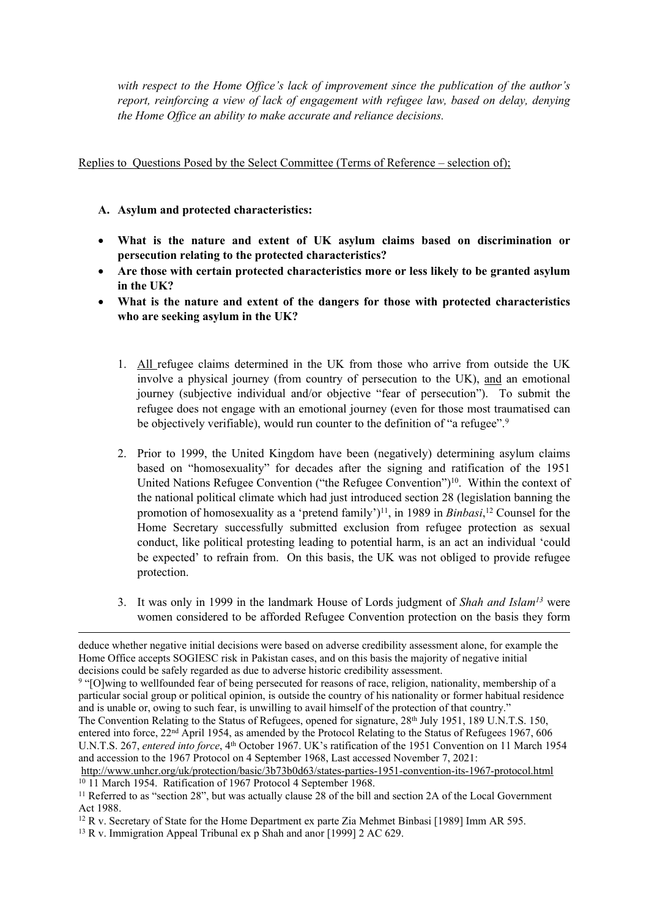*with respect to the Home Office's lack of improvement since the publication of the author's report, reinforcing a view of lack of engagement with refugee law, based on delay, denying the Home Office an ability to make accurate and reliance decisions.*

<u>Replies to Questions Posed by the Select Committee (Terms of Reference – selection of);</u>

**A. Asylum and protected characteristics:**

- **What is the nature and extent of UK asylum claims based on discrimination or persecution relating to the protected characteristics?**
- **Are those with certain protected characteristics more or less likely to be granted asylum in the UK?**
- **What is the nature and extent of the dangers for those with protected characteristics who are seeking asylum in the UK?**

1. <u>All</u> refugee claims determined in the UK from those who arrive from outside the UK involve a physical journey (from country of persecution to the UK), <u>and</u> an emotional journey (subjective individual and/or objective "fear of persecution"). To submit the refugee does not engage with an emotional journey (even for those most traumatised can be objectively verifiable), would run counter to the definition of "a refugee".[9]

2. Prior to 1999, the United Kingdom have been (negatively) determining asylum claims based on "homosexuality" for decades after the signing and ratification of the 1951 United Nations Refugee Convention ("the Refugee Convention")[10]. Within the context of the national political climate which had just introduced section 28 (legislation banning the promotion of homosexuality as a 'pretend family')[11], in 1989 in *Binbasi*,[12] Counsel for the Home Secretary successfully submitted exclusion from refugee protection as sexual conduct, like political protesting leading to potential harm, is an act an individual 'could be expected' to refrain from. On this basis, the UK was not obliged to provide refugee protection.

3. It was only in 1999 in the landmark House of Lords judgment of *Shah and Islam*[13] were women considered to be afforded Refugee Convention protection on the basis they form

---

deduce whether negative initial decisions were based on adverse credibility assessment alone, for example the Home Office accepts SOGIESC risk in Pakistan cases, and on this basis the majority of negative initial decisions could be safely regarded as due to adverse historic credibility assessment.

[9] "[O]wing to wellfounded fear of being persecuted for reasons of race, religion, nationality, membership of a particular social group or political opinion, is outside the country of his nationality or former habitual residence and is unable or, owing to such fear, is unwilling to avail himself of the protection of that country."
The Convention Relating to the Status of Refugees, opened for signature, 28th July 1951, 189 U.N.T.S. 150, entered into force, 22nd April 1954, as amended by the Protocol Relating to the Status of Refugees 1967, 606 U.N.T.S. 267, *entered into force*, 4th October 1967. UK's ratification of the 1951 Convention on 11 March 1954 and accession to the 1967 Protocol on 4 September 1968, Last accessed November 7, 2021:
http://www.unhcr.org/uk/protection/basic/3b73b0d63/states-parties-1951-convention-its-1967-protocol.html

[10] 11 March 1954. Ratification of 1967 Protocol 4 September 1968.

[11] Referred to as "section 28", but was actually clause 28 of the bill and section 2A of the Local Government Act 1988.

[12] R v. Secretary of State for the Home Department ex parte Zia Mehmet Binbasi [1989] Imm AR 595.

[13] R v. Immigration Appeal Tribunal ex p Shah and anor [1999] 2 AC 629.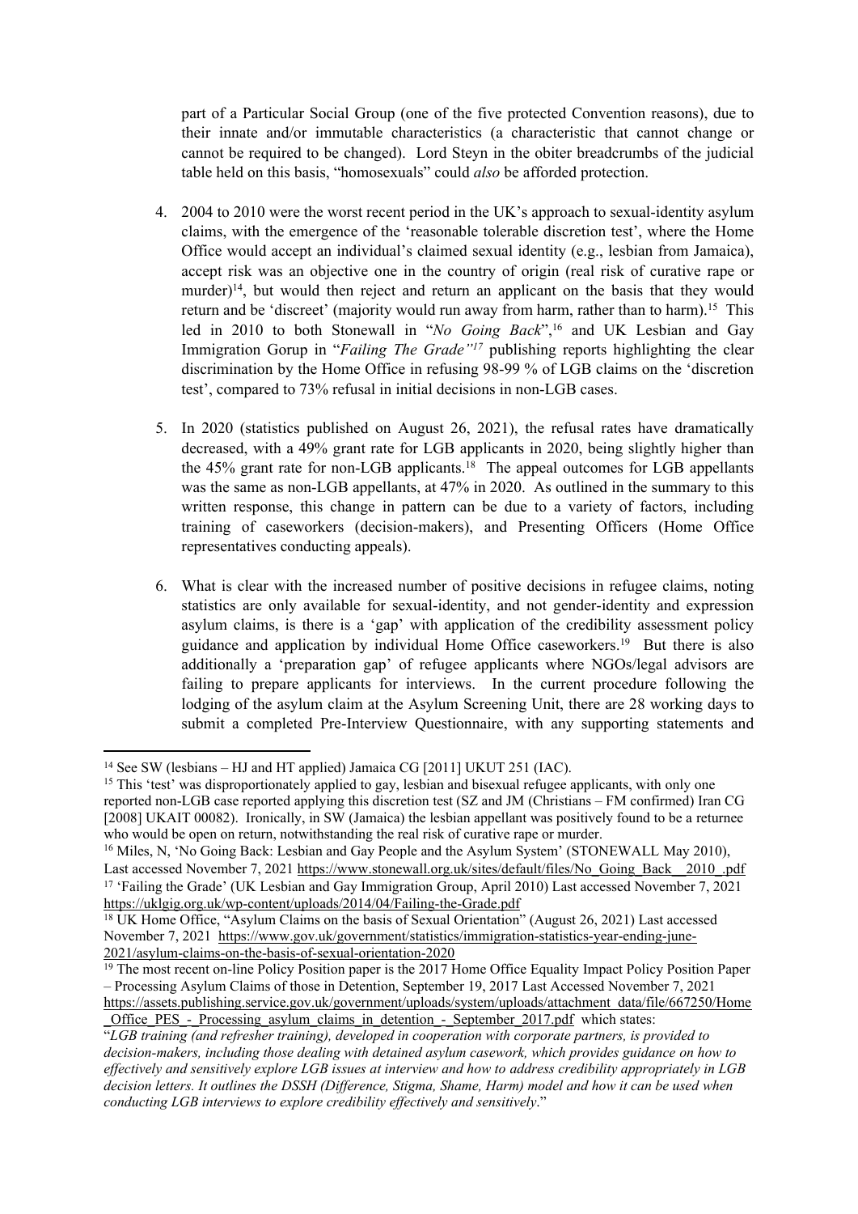part of a Particular Social Group (one of the five protected Convention reasons), due to their innate and/or immutable characteristics (a characteristic that cannot change or cannot be required to be changed). Lord Steyn in the obiter breadcrumbs of the judicial table held on this basis, "homosexuals" could *also* be afforded protection.

4. 2004 to 2010 were the worst recent period in the UK's approach to sexual-identity asylum claims, with the emergence of the 'reasonable tolerable discretion test', where the Home Office would accept an individual's claimed sexual identity (e.g., lesbian from Jamaica), accept risk was an objective one in the country of origin (real risk of curative rape or murder)[14], but would then reject and return an applicant on the basis that they would return and be 'discreet' (majority would run away from harm, rather than to harm).[15] This led in 2010 to both Stonewall in "*No Going Back*",[16] and UK Lesbian and Gay Immigration Gorup in "*Failing The Grade"*[17] publishing reports highlighting the clear discrimination by the Home Office in refusing 98-99 % of LGB claims on the 'discretion test', compared to 73% refusal in initial decisions in non-LGB cases.

5. In 2020 (statistics published on August 26, 2021), the refusal rates have dramatically decreased, with a 49% grant rate for LGB applicants in 2020, being slightly higher than the 45% grant rate for non-LGB applicants.[18] The appeal outcomes for LGB appellants was the same as non-LGB appellants, at 47% in 2020. As outlined in the summary to this written response, this change in pattern can be due to a variety of factors, including training of caseworkers (decision-makers), and Presenting Officers (Home Office representatives conducting appeals).

6. What is clear with the increased number of positive decisions in refugee claims, noting statistics are only available for sexual-identity, and not gender-identity and expression asylum claims, is there is a 'gap' with application of the credibility assessment policy guidance and application by individual Home Office caseworkers.[19] But there is also additionally a 'preparation gap' of refugee applicants where NGOs/legal advisors are failing to prepare applicants for interviews. In the current procedure following the lodging of the asylum claim at the Asylum Screening Unit, there are 28 working days to submit a completed Pre-Interview Questionnaire, with any supporting statements and

---

[14] See SW (lesbians – HJ and HT applied) Jamaica CG [2011] UKUT 251 (IAC).

[15] This 'test' was disproportionately applied to gay, lesbian and bisexual refugee applicants, with only one reported non-LGB case reported applying this discretion test (SZ and JM (Christians – FM confirmed) Iran CG [2008] UKAIT 00082). Ironically, in SW (Jamaica) the lesbian appellant was positively found to be a returnee who would be open on return, notwithstanding the real risk of curative rape or murder.

[16] Miles, N, 'No Going Back: Lesbian and Gay People and the Asylum System' (STONEWALL May 2010), Last accessed November 7, 2021 https://www.stonewall.org.uk/sites/default/files/No_Going_Back__2010_.pdf

[17] 'Failing the Grade' (UK Lesbian and Gay Immigration Group, April 2010) Last accessed November 7, 2021 https://uklgig.org.uk/wp-content/uploads/2014/04/Failing-the-Grade.pdf

[18] UK Home Office, "Asylum Claims on the basis of Sexual Orientation" (August 26, 2021) Last accessed November 7, 2021 https://www.gov.uk/government/statistics/immigration-statistics-year-ending-june-2021/asylum-claims-on-the-basis-of-sexual-orientation-2020

[19] The most recent on-line Policy Position paper is the 2017 Home Office Equality Impact Policy Position Paper – Processing Asylum Claims of those in Detention, September 19, 2017 Last Accessed November 7, 2021 https://assets.publishing.service.gov.uk/government/uploads/system/uploads/attachment_data/file/667250/Home_Office_PES_-_Processing_asylum_claims_in_detention_-_September_2017.pdf which states:
"*LGB training (and refresher training), developed in cooperation with corporate partners, is provided to decision-makers, including those dealing with detained asylum casework, which provides guidance on how to effectively and sensitively explore LGB issues at interview and how to address credibility appropriately in LGB decision letters. It outlines the DSSH (Difference, Stigma, Shame, Harm) model and how it can be used when conducting LGB interviews to explore credibility effectively and sensitively*."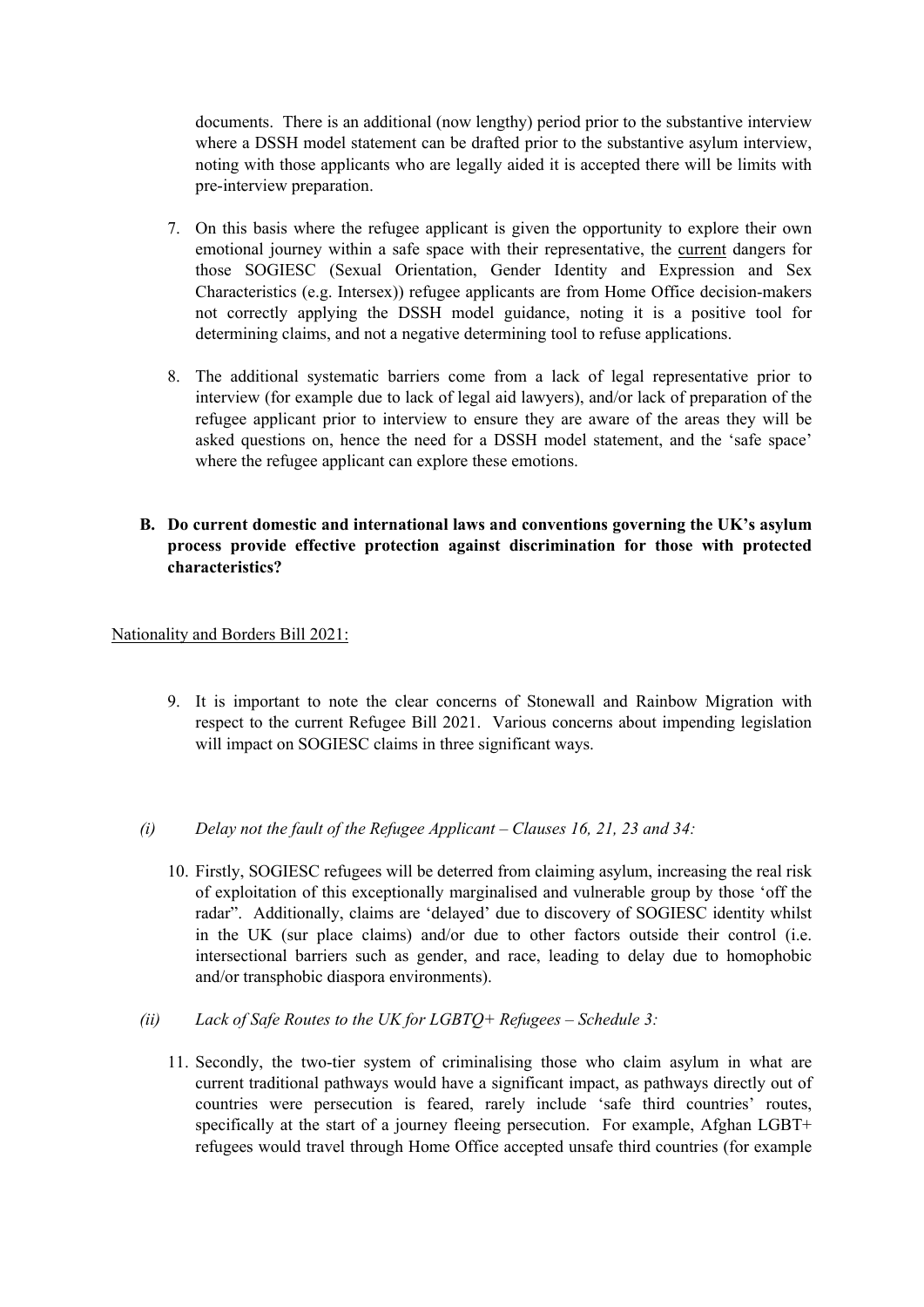documents. There is an additional (now lengthy) period prior to the substantive interview where a DSSH model statement can be drafted prior to the substantive asylum interview, noting with those applicants who are legally aided it is accepted there will be limits with pre-interview preparation.

7. On this basis where the refugee applicant is given the opportunity to explore their own emotional journey within a safe space with their representative, the <u>current</u> dangers for those SOGIESC (Sexual Orientation, Gender Identity and Expression and Sex Characteristics (e.g. Intersex)) refugee applicants are from Home Office decision-makers not correctly applying the DSSH model guidance, noting it is a positive tool for determining claims, and not a negative determining tool to refuse applications.

8. The additional systematic barriers come from a lack of legal representative prior to interview (for example due to lack of legal aid lawyers), and/or lack of preparation of the refugee applicant prior to interview to ensure they are aware of the areas they will be asked questions on, hence the need for a DSSH model statement, and the 'safe space' where the refugee applicant can explore these emotions.

**B. Do current domestic and international laws and conventions governing the UK's asylum process provide effective protection against discrimination for those with protected characteristics?**

<u>Nationality and Borders Bill 2021:</u>

9. It is important to note the clear concerns of Stonewall and Rainbow Migration with respect to the current Refugee Bill 2021. Various concerns about impending legislation will impact on SOGIESC claims in three significant ways.

*(i) Delay not the fault of the Refugee Applicant – Clauses 16, 21, 23 and 34:*

10. Firstly, SOGIESC refugees will be deterred from claiming asylum, increasing the real risk of exploitation of this exceptionally marginalised and vulnerable group by those 'off the radar". Additionally, claims are 'delayed' due to discovery of SOGIESC identity whilst in the UK (sur place claims) and/or due to other factors outside their control (i.e. intersectional barriers such as gender, and race, leading to delay due to homophobic and/or transphobic diaspora environments).

*(ii) Lack of Safe Routes to the UK for LGBTQ+ Refugees – Schedule 3:*

11. Secondly, the two-tier system of criminalising those who claim asylum in what are current traditional pathways would have a significant impact, as pathways directly out of countries were persecution is feared, rarely include 'safe third countries' routes, specifically at the start of a journey fleeing persecution. For example, Afghan LGBT+ refugees would travel through Home Office accepted unsafe third countries (for example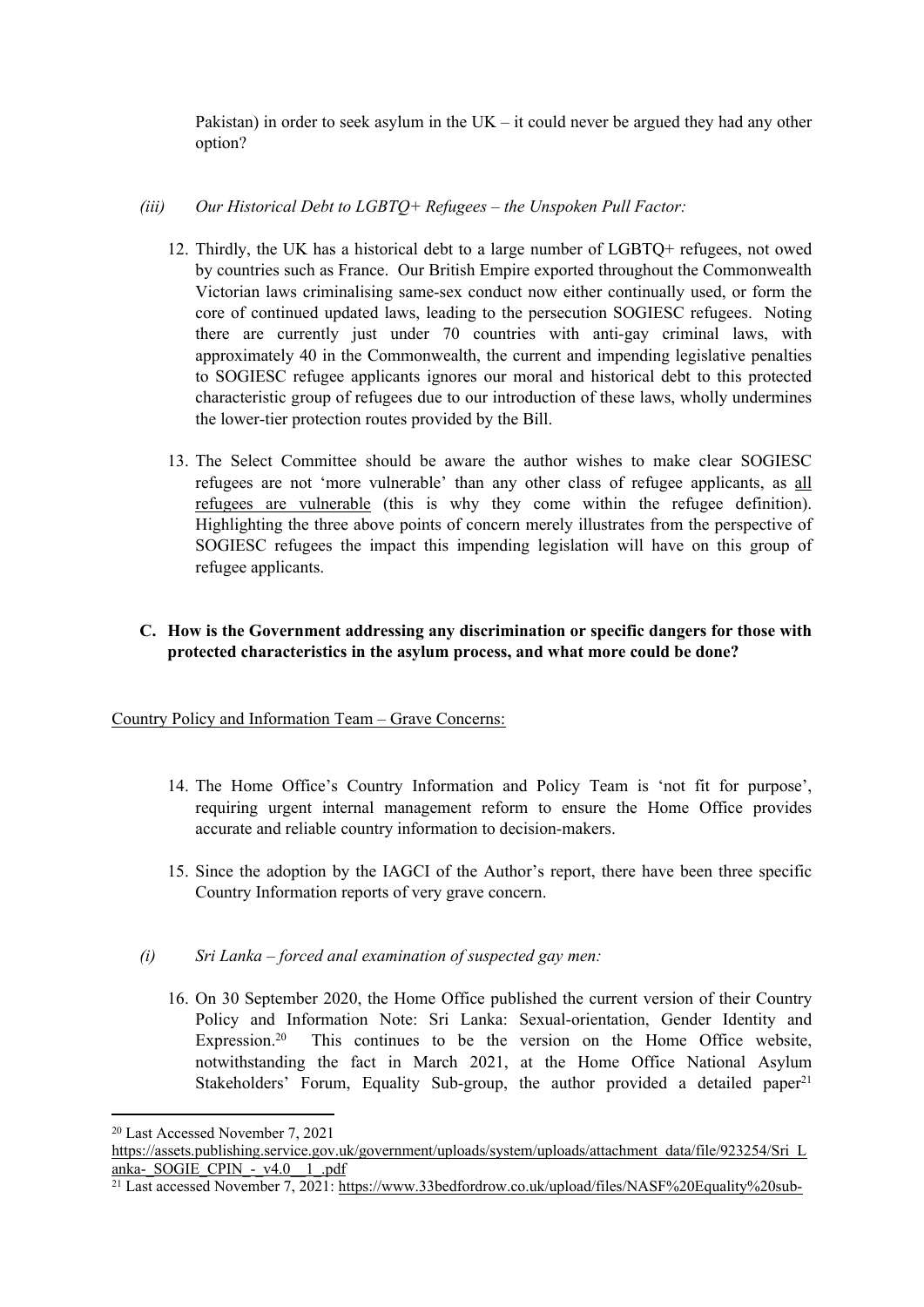Pakistan) in order to seek asylum in the UK – it could never be argued they had any other option?

*(iii) Our Historical Debt to LGBTQ+ Refugees – the Unspoken Pull Factor:*

12. Thirdly, the UK has a historical debt to a large number of LGBTQ+ refugees, not owed by countries such as France. Our British Empire exported throughout the Commonwealth Victorian laws criminalising same-sex conduct now either continually used, or form the core of continued updated laws, leading to the persecution SOGIESC refugees. Noting there are currently just under 70 countries with anti-gay criminal laws, with approximately 40 in the Commonwealth, the current and impending legislative penalties to SOGIESC refugee applicants ignores our moral and historical debt to this protected characteristic group of refugees due to our introduction of these laws, wholly undermines the lower-tier protection routes provided by the Bill.

13. The Select Committee should be aware the author wishes to make clear SOGIESC refugees are not 'more vulnerable' than any other class of refugee applicants, as <u>all refugees are vulnerable</u> (this is why they come within the refugee definition). Highlighting the three above points of concern merely illustrates from the perspective of SOGIESC refugees the impact this impending legislation will have on this group of refugee applicants.

**C. How is the Government addressing any discrimination or specific dangers for those with protected characteristics in the asylum process, and what more could be done?**

<u>Country Policy and Information Team – Grave Concerns:</u>

14. The Home Office's Country Information and Policy Team is 'not fit for purpose', requiring urgent internal management reform to ensure the Home Office provides accurate and reliable country information to decision-makers.

15. Since the adoption by the IAGCI of the Author's report, there have been three specific Country Information reports of very grave concern.

*(i) Sri Lanka – forced anal examination of suspected gay men:*

16. On 30 September 2020, the Home Office published the current version of their Country Policy and Information Note: Sri Lanka: Sexual-orientation, Gender Identity and Expression.[20] This continues to be the version on the Home Office website, notwithstanding the fact in March 2021, at the Home Office National Asylum Stakeholders' Forum, Equality Sub-group, the author provided a detailed paper[21]

---

[20] Last Accessed November 7, 2021 https://assets.publishing.service.gov.uk/government/uploads/system/uploads/attachment_data/file/923254/Sri_Lanka-_SOGIE_CPIN_-_v4.0__1_.pdf

[21] Last accessed November 7, 2021: https://www.33bedfordrow.co.uk/upload/files/NASF%20Equality%20sub-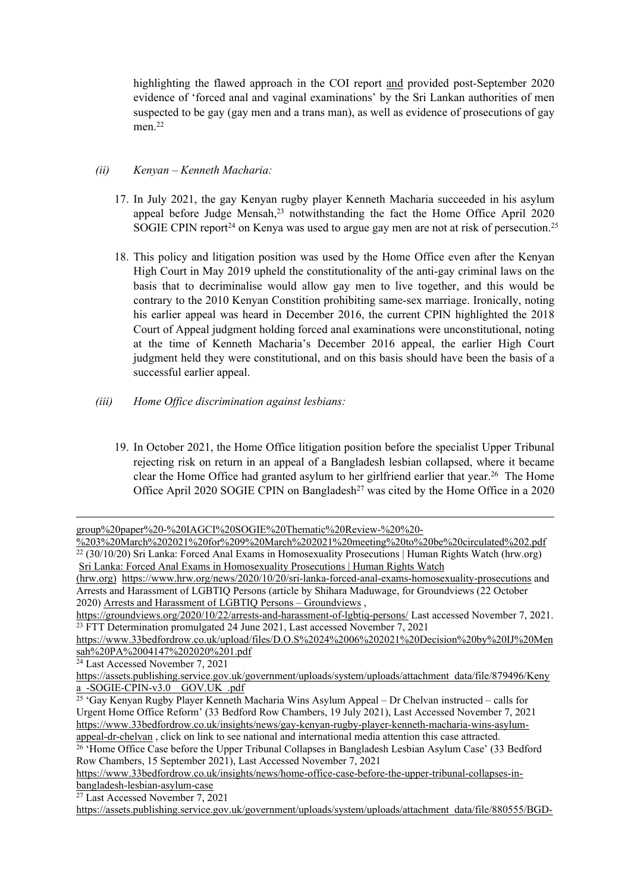highlighting the flawed approach in the COI report and provided post-September 2020 evidence of 'forced anal and vaginal examinations' by the Sri Lankan authorities of men suspected to be gay (gay men and a trans man), as well as evidence of prosecutions of gay men.[22]

*(ii) Kenyan – Kenneth Macharia:*

17. In July 2021, the gay Kenyan rugby player Kenneth Macharia succeeded in his asylum appeal before Judge Mensah,[23] notwithstanding the fact the Home Office April 2020 SOGIE CPIN report[24] on Kenya was used to argue gay men are not at risk of persecution.[25]

18. This policy and litigation position was used by the Home Office even after the Kenyan High Court in May 2019 upheld the constitutionality of the anti-gay criminal laws on the basis that to decriminalise would allow gay men to live together, and this would be contrary to the 2010 Kenyan Constition prohibiting same-sex marriage. Ironically, noting his earlier appeal was heard in December 2016, the current CPIN highlighted the 2018 Court of Appeal judgment holding forced anal examinations were unconstitutional, noting at the time of Kenneth Macharia's December 2016 appeal, the earlier High Court judgment held they were constitutional, and on this basis should have been the basis of a successful earlier appeal.

*(iii) Home Office discrimination against lesbians:*

19. In October 2021, the Home Office litigation position before the specialist Upper Tribunal rejecting risk on return in an appeal of a Bangladesh lesbian collapsed, where it became clear the Home Office had granted asylum to her girlfriend earlier that year.[26] The Home Office April 2020 SOGIE CPIN on Bangladesh[27] was cited by the Home Office in a 2020

---

group%20paper%20-%20IAGCI%20SOGIE%20Thematic%20Review-%20%20-%203%20March%202021%20for%209%20March%202021%20meeting%20to%20be%20circulated%202.pdf

[22] (30/10/20) Sri Lanka: Forced Anal Exams in Homosexuality Prosecutions | Human Rights Watch (hrw.org) Sri Lanka: Forced Anal Exams in Homosexuality Prosecutions | Human Rights Watch (hrw.org) https://www.hrw.org/news/2020/10/20/sri-lanka-forced-anal-exams-homosexuality-prosecutions and Arrests and Harassment of LGBTIQ Persons (article by Shihara Maduwage, for Groundviews (22 October 2020) Arrests and Harassment of LGBTIQ Persons – Groundviews , https://groundviews.org/2020/10/22/arrests-and-harassment-of-lgbtiq-persons/ Last accessed November 7, 2021.

[23] FTT Determination promulgated 24 June 2021, Last accessed November 7, 2021 https://www.33bedfordrow.co.uk/upload/files/D.O.S%2024%2006%202021%20Decision%20by%20IJ%20Mensah%20PA%2004147%202020%201.pdf

[24] Last Accessed November 7, 2021 https://assets.publishing.service.gov.uk/government/uploads/system/uploads/attachment_data/file/879496/Kenya_-SOGIE-CPIN-v3.0__GOV.UK_.pdf

[25] 'Gay Kenyan Rugby Player Kenneth Macharia Wins Asylum Appeal – Dr Chelvan instructed – calls for Urgent Home Office Reform' (33 Bedford Row Chambers, 19 July 2021), Last Accessed November 7, 2021 https://www.33bedfordrow.co.uk/insights/news/gay-kenyan-rugby-player-kenneth-macharia-wins-asylum-appeal-dr-chelvan , click on link to see national and international media attention this case attracted.

[26] 'Home Office Case before the Upper Tribunal Collapses in Bangladesh Lesbian Asylum Case' (33 Bedford Row Chambers, 15 September 2021), Last Accessed November 7, 2021 https://www.33bedfordrow.co.uk/insights/news/home-office-case-before-the-upper-tribunal-collapses-in-bangladesh-lesbian-asylum-case

[27] Last Accessed November 7, 2021 https://assets.publishing.service.gov.uk/government/uploads/system/uploads/attachment_data/file/880555/BGD-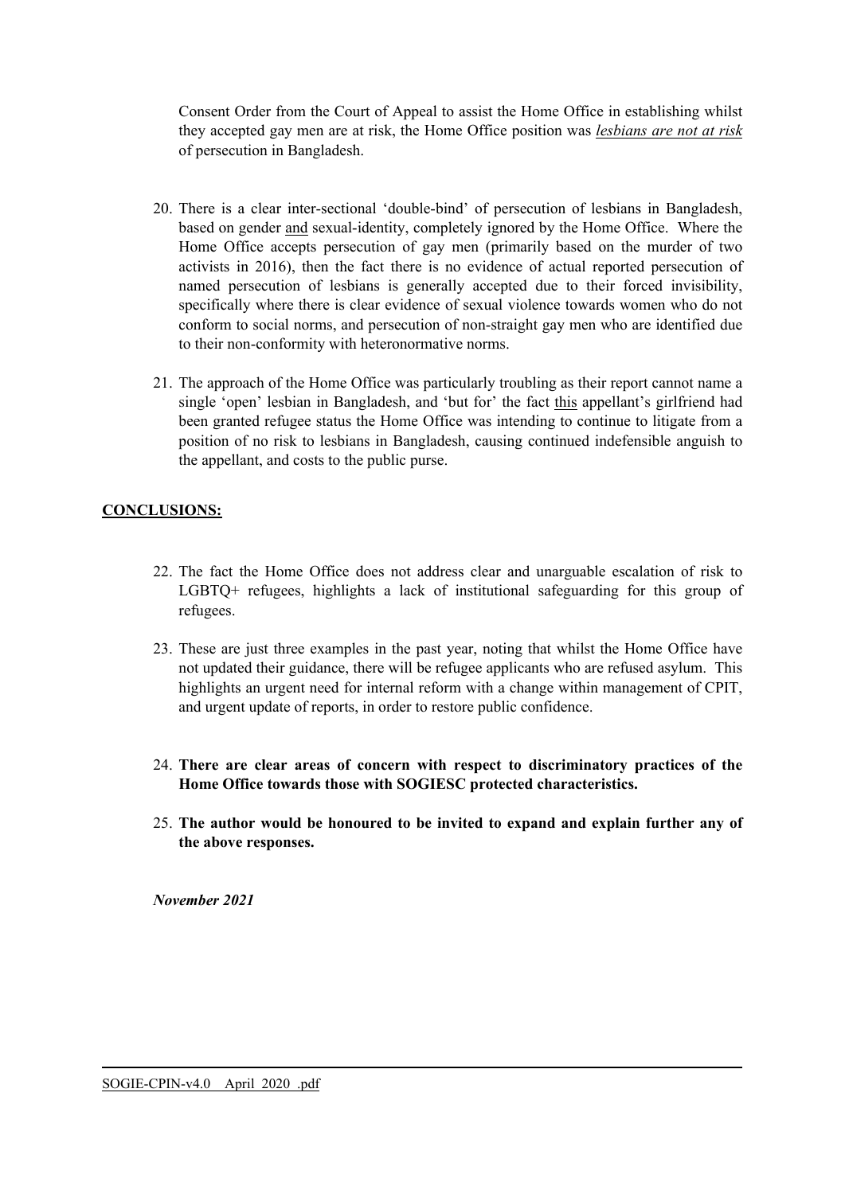Consent Order from the Court of Appeal to assist the Home Office in establishing whilst they accepted gay men are at risk, the Home Office position was *lesbians are not at risk* of persecution in Bangladesh.

20. There is a clear inter-sectional 'double-bind' of persecution of lesbians in Bangladesh, based on gender and sexual-identity, completely ignored by the Home Office. Where the Home Office accepts persecution of gay men (primarily based on the murder of two activists in 2016), then the fact there is no evidence of actual reported persecution of named persecution of lesbians is generally accepted due to their forced invisibility, specifically where there is clear evidence of sexual violence towards women who do not conform to social norms, and persecution of non-straight gay men who are identified due to their non-conformity with heteronormative norms.

21. The approach of the Home Office was particularly troubling as their report cannot name a single 'open' lesbian in Bangladesh, and 'but for' the fact this appellant's girlfriend had been granted refugee status the Home Office was intending to continue to litigate from a position of no risk to lesbians in Bangladesh, causing continued indefensible anguish to the appellant, and costs to the public purse.

**CONCLUSIONS:**

22. The fact the Home Office does not address clear and unarguable escalation of risk to LGBTQ+ refugees, highlights a lack of institutional safeguarding for this group of refugees.

23. These are just three examples in the past year, noting that whilst the Home Office have not updated their guidance, there will be refugee applicants who are refused asylum. This highlights an urgent need for internal reform with a change within management of CPIT, and urgent update of reports, in order to restore public confidence.

24. **There are clear areas of concern with respect to discriminatory practices of the Home Office towards those with SOGIESC protected characteristics.**

25. **The author would be honoured to be invited to expand and explain further any of the above responses.**

***November 2021***

SOGIE-CPIN-v4.0 April 2020 .pdf